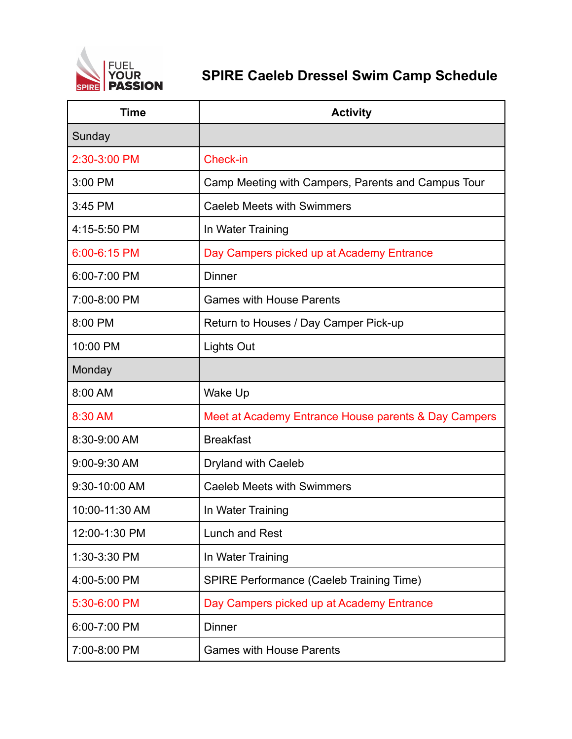# SPIRE Caeleb Dressel Swim Camp Schedule

| Time | Activity |
| --- | --- |
| Sunday | |
| 2:30-3:00 PM | Check-in |
| 3:00 PM | Camp Meeting with Campers, Parents and Campus Tour |
| 3:45 PM | Caeleb Meets with Swimmers |
| 4:15-5:50 PM | In Water Training |
| 6:00-6:15 PM | Day Campers picked up at Academy Entrance |
| 6:00-7:00 PM | Dinner |
| 7:00-8:00 PM | Games with House Parents |
| 8:00 PM | Return to Houses / Day Camper Pick-up |
| 10:00 PM | Lights Out |
| Monday | |
| 8:00 AM | Wake Up |
| 8:30 AM | Meet at Academy Entrance House parents & Day Campers |
| 8:30-9:00 AM | Breakfast |
| 9:00-9:30 AM | Dryland with Caeleb |
| 9:30-10:00 AM | Caeleb Meets with Swimmers |
| 10:00-11:30 AM | In Water Training |
| 12:00-1:30 PM | Lunch and Rest |
| 1:30-3:30 PM | In Water Training |
| 4:00-5:00 PM | SPIRE Performance (Caeleb Training Time) |
| 5:30-6:00 PM | Day Campers picked up at Academy Entrance |
| 6:00-7:00 PM | Dinner |
| 7:00-8:00 PM | Games with House Parents |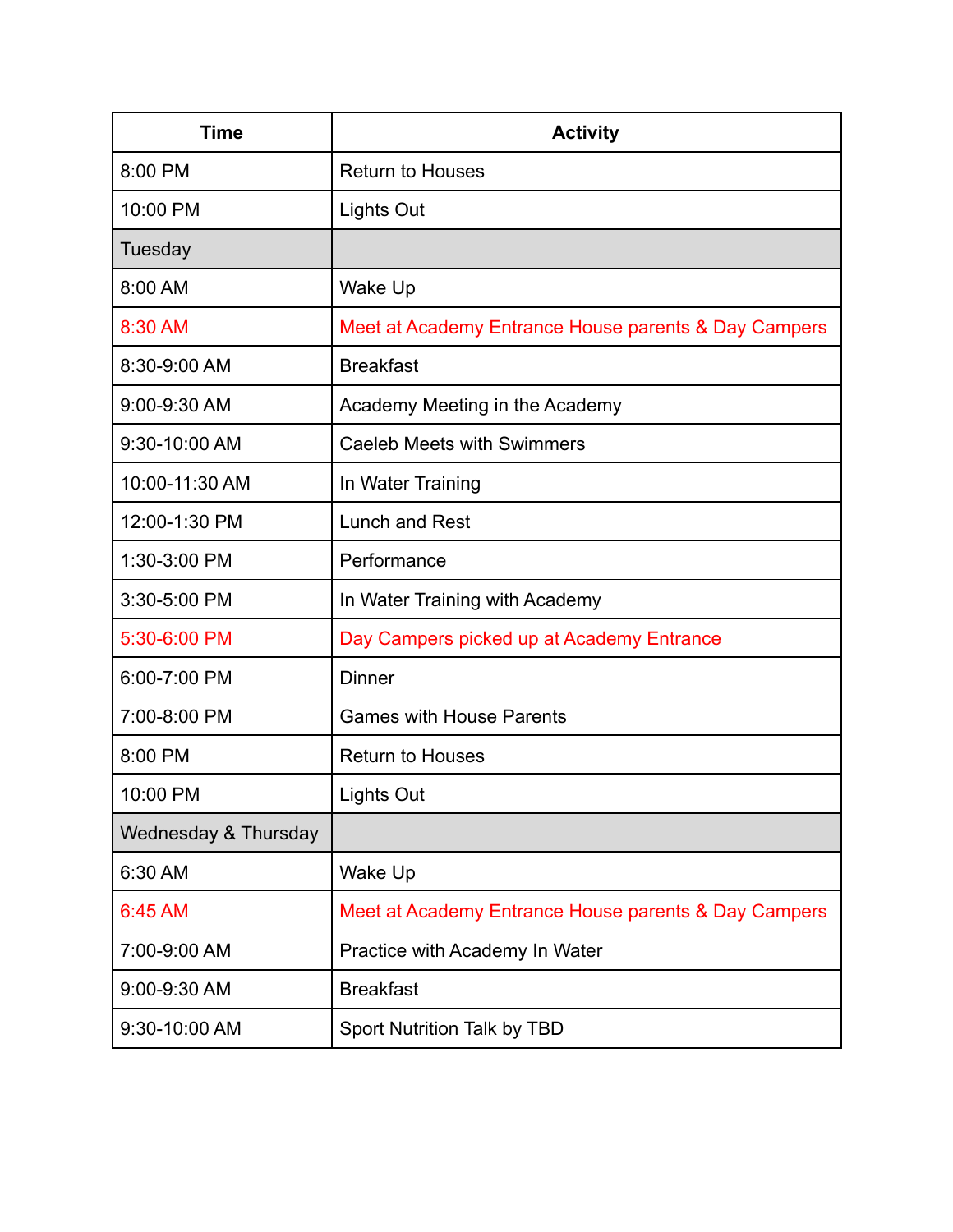| Time | Activity |
|---|---|
| 8:00 PM | Return to Houses |
| 10:00 PM | Lights Out |
| Tuesday | |
| 8:00 AM | Wake Up |
| 8:30 AM | Meet at Academy Entrance House parents & Day Campers |
| 8:30-9:00 AM | Breakfast |
| 9:00-9:30 AM | Academy Meeting in the Academy |
| 9:30-10:00 AM | Caeleb Meets with Swimmers |
| 10:00-11:30 AM | In Water Training |
| 12:00-1:30 PM | Lunch and Rest |
| 1:30-3:00 PM | Performance |
| 3:30-5:00 PM | In Water Training with Academy |
| 5:30-6:00 PM | Day Campers picked up at Academy Entrance |
| 6:00-7:00 PM | Dinner |
| 7:00-8:00 PM | Games with House Parents |
| 8:00 PM | Return to Houses |
| 10:00 PM | Lights Out |
| Wednesday & Thursday | |
| 6:30 AM | Wake Up |
| 6:45 AM | Meet at Academy Entrance House parents & Day Campers |
| 7:00-9:00 AM | Practice with Academy In Water |
| 9:00-9:30 AM | Breakfast |
| 9:30-10:00 AM | Sport Nutrition Talk by TBD |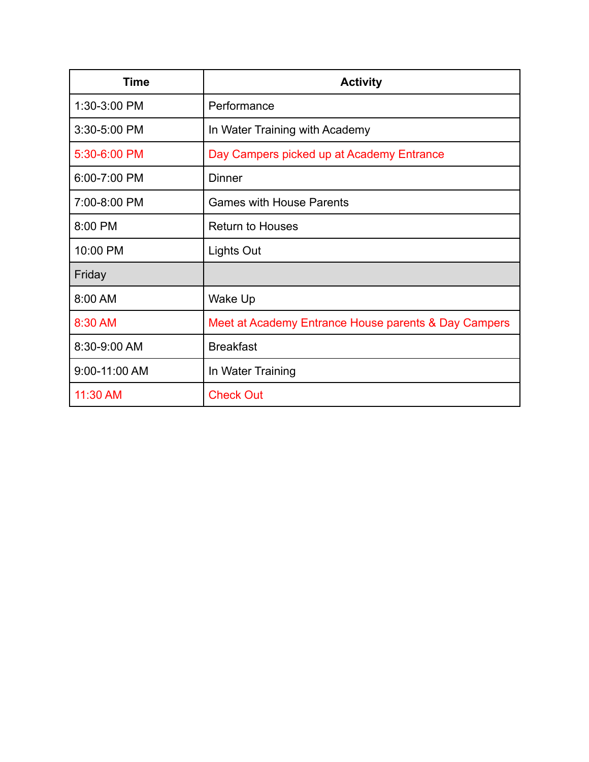| Time | Activity |
|---|---|
| 1:30-3:00 PM | Performance |
| 3:30-5:00 PM | In Water Training with Academy |
| 5:30-6:00 PM | Day Campers picked up at Academy Entrance |
| 6:00-7:00 PM | Dinner |
| 7:00-8:00 PM | Games with House Parents |
| 8:00 PM | Return to Houses |
| 10:00 PM | Lights Out |
| Friday | |
| 8:00 AM | Wake Up |
| 8:30 AM | Meet at Academy Entrance House parents & Day Campers |
| 8:30-9:00 AM | Breakfast |
| 9:00-11:00 AM | In Water Training |
| 11:30 AM | Check Out |